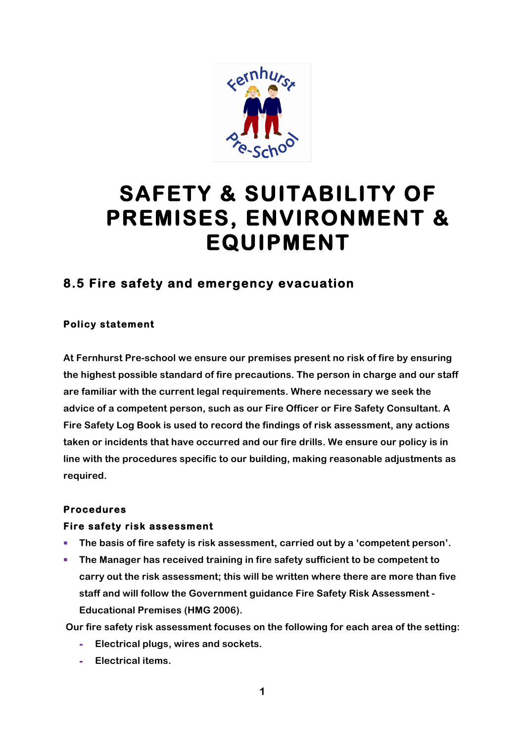# SAFETY & SUITABILITY OF PREMISES, ENVIRONMENT & EQUIPMENT

## 8.5 Fire safety and emergency evacuation

### Policy statement

At Fernhurst Pre-school we ensure our premises present no risk of fire by ensuring the highest possible standard of fire precautions. The person in charge and our staff are familiar with the current legal requirements. Where necessary we seek the advice of a competent person, such as our Fire Officer or Fire Safety Consultant. A Fire Safety Log Book is used to record the findings of risk assessment, any actions taken or incidents that have occurred and our fire drills. We ensure our policy is in line with the procedures specific to our building, making reasonable adjustments as required.

### Procedures

### Fire safety risk assessment

- The basis of fire safety is risk assessment, carried out by a 'competent person'.
- The Manager has received training in fire safety sufficient to be competent to carry out the risk assessment; this will be written where there are more than five staff and will follow the Government guidance Fire Safety Risk Assessment - Educational Premises (HMG 2006).

Our fire safety risk assessment focuses on the following for each area of the setting:

- Electrical plugs, wires and sockets.
- Electrical items.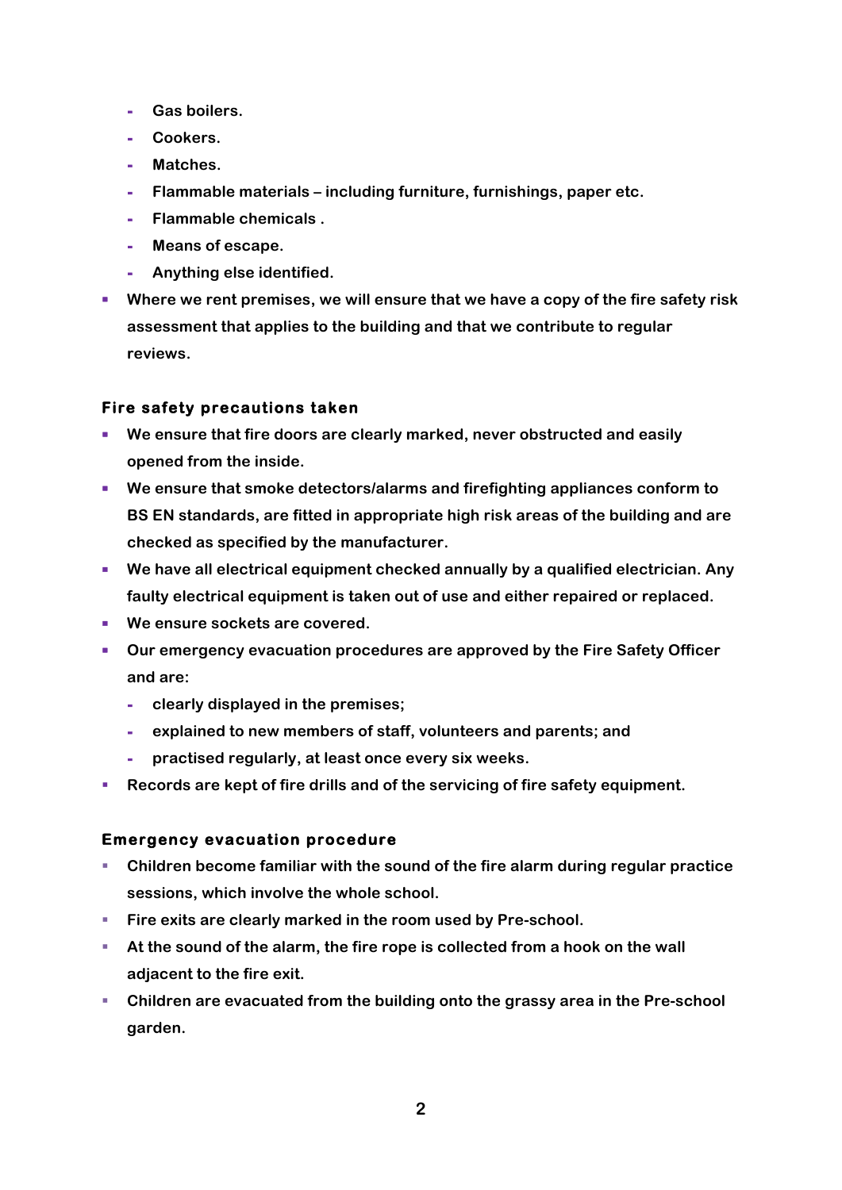- Gas boilers.
  - Cookers.
  - Matches.
  - Flammable materials – including furniture, furnishings, paper etc.
  - Flammable chemicals .
  - Means of escape.
  - Anything else identified.
- Where we rent premises, we will ensure that we have a copy of the fire safety risk assessment that applies to the building and that we contribute to regular reviews.

### Fire safety precautions taken

- We ensure that fire doors are clearly marked, never obstructed and easily opened from the inside.
- We ensure that smoke detectors/alarms and firefighting appliances conform to BS EN standards, are fitted in appropriate high risk areas of the building and are checked as specified by the manufacturer.
- We have all electrical equipment checked annually by a qualified electrician. Any faulty electrical equipment is taken out of use and either repaired or replaced.
- We ensure sockets are covered.
- Our emergency evacuation procedures are approved by the Fire Safety Officer and are:
  - clearly displayed in the premises;
  - explained to new members of staff, volunteers and parents; and
  - practised regularly, at least once every six weeks.
- Records are kept of fire drills and of the servicing of fire safety equipment.

### Emergency evacuation procedure

- Children become familiar with the sound of the fire alarm during regular practice sessions, which involve the whole school.
- Fire exits are clearly marked in the room used by Pre-school.
- At the sound of the alarm, the fire rope is collected from a hook on the wall adjacent to the fire exit.
- Children are evacuated from the building onto the grassy area in the Pre-school garden.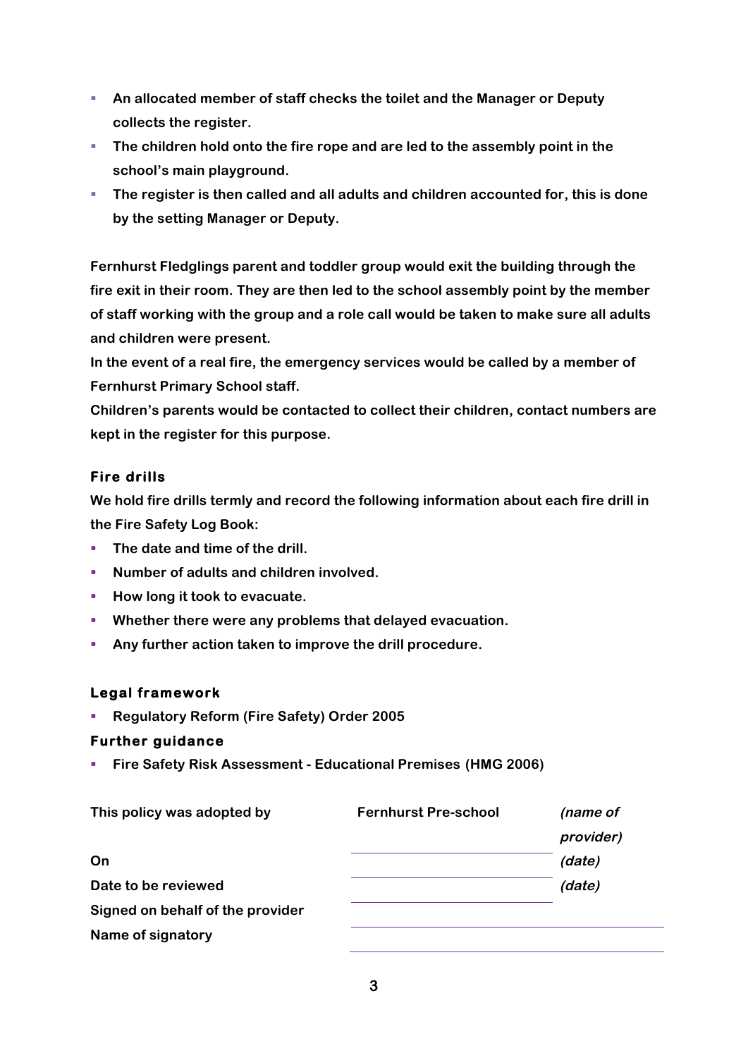- An allocated member of staff checks the toilet and the Manager or Deputy collects the register.
- The children hold onto the fire rope and are led to the assembly point in the school's main playground.
- The register is then called and all adults and children accounted for, this is done by the setting Manager or Deputy.

Fernhurst Fledglings parent and toddler group would exit the building through the fire exit in their room. They are then led to the school assembly point by the member of staff working with the group and a role call would be taken to make sure all adults and children were present.
In the event of a real fire, the emergency services would be called by a member of Fernhurst Primary School staff.
Children's parents would be contacted to collect their children, contact numbers are kept in the register for this purpose.

### Fire drills

We hold fire drills termly and record the following information about each fire drill in the Fire Safety Log Book:

- The date and time of the drill.
- Number of adults and children involved.
- How long it took to evacuate.
- Whether there were any problems that delayed evacuation.
- Any further action taken to improve the drill procedure.

### Legal framework

- Regulatory Reform (Fire Safety) Order 2005

### Further guidance

- Fire Safety Risk Assessment - Educational Premises (HMG 2006)

| | | |
|---|---|---|
| This policy was adopted by | Fernhurst Pre-school | *(name of provider)* |
| On | | *(date)* |
| Date to be reviewed | | *(date)* |
| Signed on behalf of the provider | | |
| Name of signatory | | |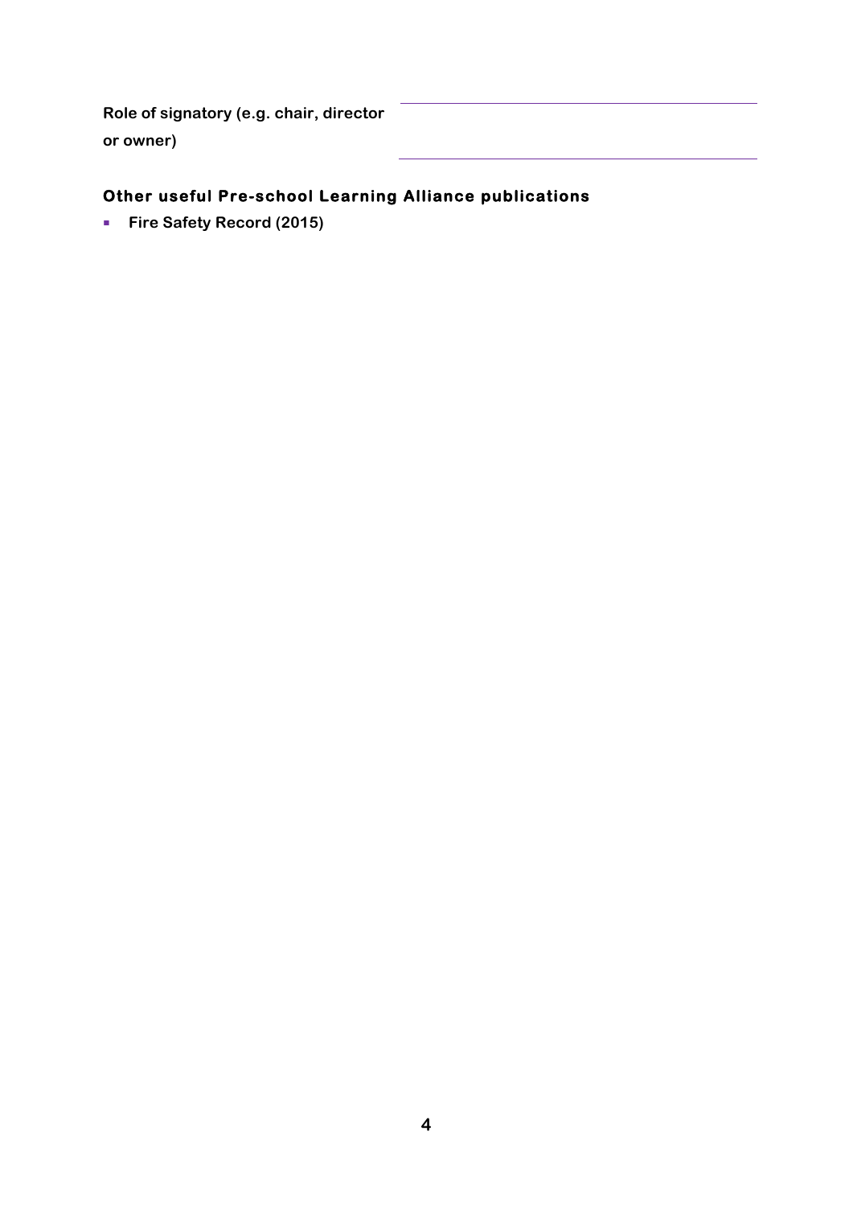**Role of signatory (e.g. chair, director or owner)** \_\_\_\_\_\_\_\_\_\_\_\_\_\_\_\_\_\_\_\_\_\_\_\_\_\_\_\_

## Other useful Pre-school Learning Alliance publications

- **Fire Safety Record (2015)**